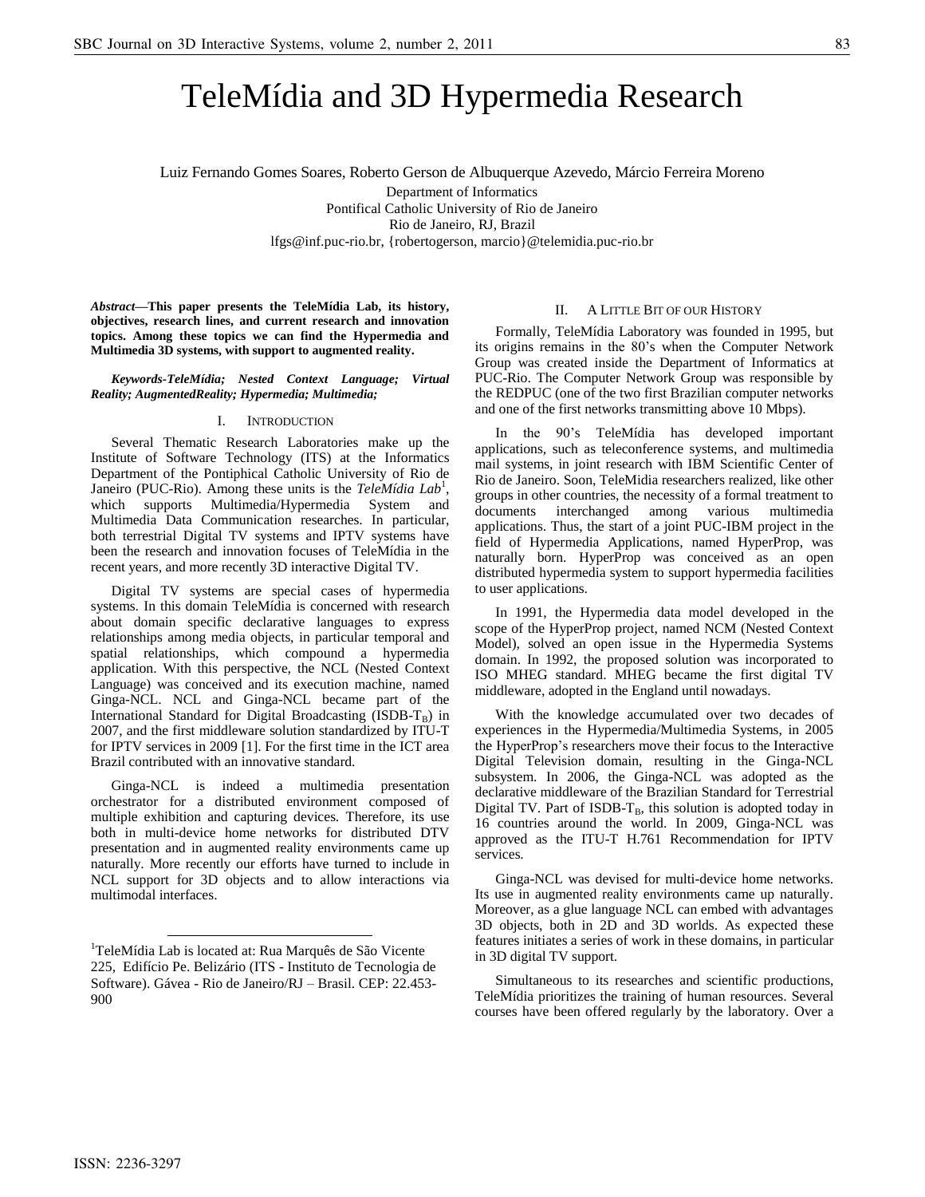# TeleMídia and 3D Hypermedia Research

Luiz Fernando Gomes Soares, Roberto Gerson de Albuquerque Azevedo, Márcio Ferreira Moreno

Department of Informatics
Pontifical Catholic University of Rio de Janeiro
Rio de Janeiro, RJ, Brazil
lfgs@inf.puc-rio.br, {robertogerson, marcio}@telemidia.puc-rio.br

***Abstract*—This paper presents the TeleMídia Lab, its history, objectives, research lines, and current research and innovation topics. Among these topics we can find the Hypermedia and Multimedia 3D systems, with support to augmented reality.**

***Keywords-TeleMídia; Nested Context Language; Virtual Reality; AugmentedReality; Hypermedia; Multimedia;***

## I. Introduction

Several Thematic Research Laboratories make up the Institute of Software Technology (ITS) at the Informatics Department of the Pontiphical Catholic University of Rio de Janeiro (PUC-Rio). Among these units is the *TeleMídia Lab*[1], which supports Multimedia/Hypermedia System and Multimedia Data Communication researches. In particular, both terrestrial Digital TV systems and IPTV systems have been the research and innovation focuses of TeleMídia in the recent years, and more recently 3D interactive Digital TV.

Digital TV systems are special cases of hypermedia systems. In this domain TeleMídia is concerned with research about domain specific declarative languages to express relationships among media objects, in particular temporal and spatial relationships, which compound a hypermedia application. With this perspective, the NCL (Nested Context Language) was conceived and its execution machine, named Ginga-NCL. NCL and Ginga-NCL became part of the International Standard for Digital Broadcasting (ISDB-$T_B$) in 2007, and the first middleware solution standardized by ITU-T for IPTV services in 2009 [1]. For the first time in the ICT area Brazil contributed with an innovative standard.

Ginga-NCL is indeed a multimedia presentation orchestrator for a distributed environment composed of multiple exhibition and capturing devices. Therefore, its use both in multi-device home networks for distributed DTV presentation and in augmented reality environments came up naturally. More recently our efforts have turned to include in NCL support for 3D objects and to allow interactions via multimodal interfaces.

[1]TeleMídia Lab is located at: Rua Marquês de São Vicente 225, Edifício Pe. Belizário (ITS - Instituto de Tecnologia de Software). Gávea - Rio de Janeiro/RJ – Brasil. CEP: 22.453-900

## II. A Little Bit of our History

Formally, TeleMídia Laboratory was founded in 1995, but its origins remains in the 80's when the Computer Network Group was created inside the Department of Informatics at PUC-Rio. The Computer Network Group was responsible by the REDPUC (one of the two first Brazilian computer networks and one of the first networks transmitting above 10 Mbps).

In the 90's TeleMídia has developed important applications, such as teleconference systems, and multimedia mail systems, in joint research with IBM Scientific Center of Rio de Janeiro. Soon, TeleMidia researchers realized, like other groups in other countries, the necessity of a formal treatment to documents interchanged among various multimedia applications. Thus, the start of a joint PUC-IBM project in the field of Hypermedia Applications, named HyperProp, was naturally born. HyperProp was conceived as an open distributed hypermedia system to support hypermedia facilities to user applications.

In 1991, the Hypermedia data model developed in the scope of the HyperProp project, named NCM (Nested Context Model), solved an open issue in the Hypermedia Systems domain. In 1992, the proposed solution was incorporated to ISO MHEG standard. MHEG became the first digital TV middleware, adopted in the England until nowadays.

With the knowledge accumulated over two decades of experiences in the Hypermedia/Multimedia Systems, in 2005 the HyperProp's researchers move their focus to the Interactive Digital Television domain, resulting in the Ginga-NCL subsystem. In 2006, the Ginga-NCL was adopted as the declarative middleware of the Brazilian Standard for Terrestrial Digital TV. Part of ISDB-$T_B$, this solution is adopted today in 16 countries around the world. In 2009, Ginga-NCL was approved as the ITU-T H.761 Recommendation for IPTV services.

Ginga-NCL was devised for multi-device home networks. Its use in augmented reality environments came up naturally. Moreover, as a glue language NCL can embed with advantages 3D objects, both in 2D and 3D worlds. As expected these features initiates a series of work in these domains, in particular in 3D digital TV support.

Simultaneous to its researches and scientific productions, TeleMídia prioritizes the training of human resources. Several courses have been offered regularly by the laboratory. Over a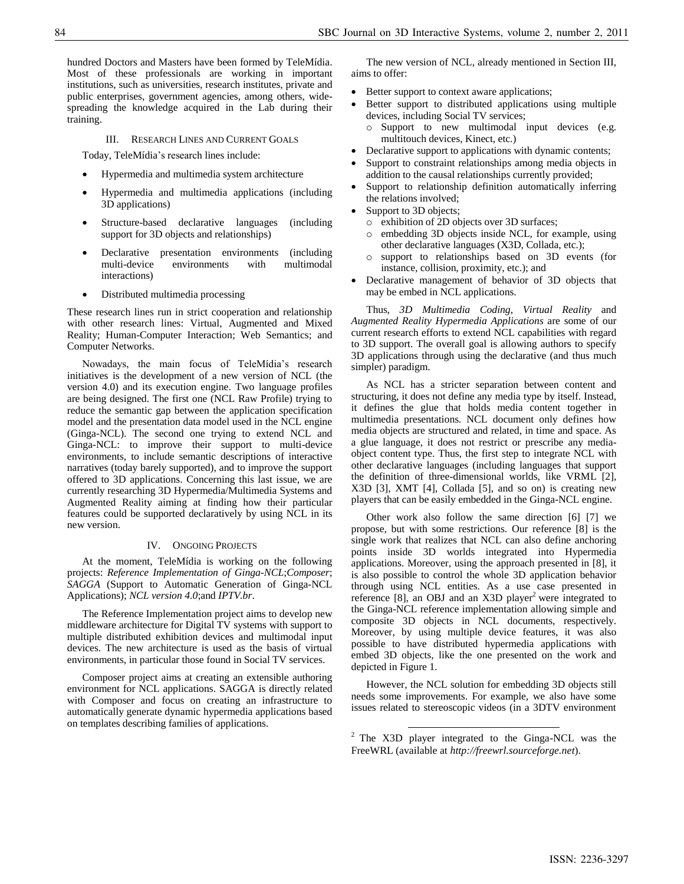hundred Doctors and Masters have been formed by TeleMídia. Most of these professionals are working in important institutions, such as universities, research institutes, private and public enterprises, government agencies, among others, wide-spreading the knowledge acquired in the Lab during their training.

## III. Research Lines and Current Goals

Today, TeleMídia's research lines include:

- Hypermedia and multimedia system architecture
- Hypermedia and multimedia applications (including 3D applications)
- Structure-based declarative languages (including support for 3D objects and relationships)
- Declarative presentation environments (including multi-device environments with multimodal interactions)
- Distributed multimedia processing

These research lines run in strict cooperation and relationship with other research lines: Virtual, Augmented and Mixed Reality; Human-Computer Interaction; Web Semantics; and Computer Networks.

Nowadays, the main focus of TeleMídia's research initiatives is the development of a new version of NCL (the version 4.0) and its execution engine. Two language profiles are being designed. The first one (NCL Raw Profile) trying to reduce the semantic gap between the application specification model and the presentation data model used in the NCL engine (Ginga-NCL). The second one trying to extend NCL and Ginga-NCL: to improve their support to multi-device environments, to include semantic descriptions of interactive narratives (today barely supported), and to improve the support offered to 3D applications. Concerning this last issue, we are currently researching 3D Hypermedia/Multimedia Systems and Augmented Reality aiming at finding how their particular features could be supported declaratively by using NCL in its new version.

## IV. Ongoing Projects

At the moment, TeleMídia is working on the following projects: *Reference Implementation of Ginga-NCL*;*Composer*; *SAGGA* (Support to Automatic Generation of Ginga-NCL Applications); *NCL version 4.0*;and *IPTV.br*.

The Reference Implementation project aims to develop new middleware architecture for Digital TV systems with support to multiple distributed exhibition devices and multimodal input devices. The new architecture is used as the basis of virtual environments, in particular those found in Social TV services.

Composer project aims at creating an extensible authoring environment for NCL applications. SAGGA is directly related with Composer and focus on creating an infrastructure to automatically generate dynamic hypermedia applications based on templates describing families of applications.

The new version of NCL, already mentioned in Section III, aims to offer:

- Better support to context aware applications;
- Better support to distributed applications using multiple devices, including Social TV services;
  - Support to new multimodal input devices (e.g. multitouch devices, Kinect, etc.)
- Declarative support to applications with dynamic contents;
- Support to constraint relationships among media objects in addition to the causal relationships currently provided;
- Support to relationship definition automatically inferring the relations involved;
- Support to 3D objects;
  - exhibition of 2D objects over 3D surfaces;
  - embedding 3D objects inside NCL, for example, using other declarative languages (X3D, Collada, etc.);
  - support to relationships based on 3D events (for instance, collision, proximity, etc.); and
- Declarative management of behavior of 3D objects that may be embed in NCL applications.

Thus, *3D Multimedia Coding*, *Virtual Reality* and *Augmented Reality Hypermedia Applications* are some of our current research efforts to extend NCL capabilities with regard to 3D support. The overall goal is allowing authors to specify 3D applications through using the declarative (and thus much simpler) paradigm.

As NCL has a stricter separation between content and structuring, it does not define any media type by itself. Instead, it defines the glue that holds media content together in multimedia presentations. NCL document only defines how media objects are structured and related, in time and space. As a glue language, it does not restrict or prescribe any media-object content type. Thus, the first step to integrate NCL with other declarative languages (including languages that support the definition of three-dimensional worlds, like VRML [2], X3D [3], XMT [4], Collada [5], and so on) is creating new players that can be easily embedded in the Ginga-NCL engine.

Other work also follow the same direction [6] [7] we propose, but with some restrictions. Our reference [8] is the single work that realizes that NCL can also define anchoring points inside 3D worlds integrated into Hypermedia applications. Moreover, using the approach presented in [8], it is also possible to control the whole 3D application behavior through using NCL entities. As a use case presented in reference [8], an OBJ and an X3D player[2] were integrated to the Ginga-NCL reference implementation allowing simple and composite 3D objects in NCL documents, respectively. Moreover, by using multiple device features, it was also possible to have distributed hypermedia applications with embed 3D objects, like the one presented on the work and depicted in Figure 1.

However, the NCL solution for embedding 3D objects still needs some improvements. For example, we also have some issues related to stereoscopic videos (in a 3DTV environment

[2] The X3D player integrated to the Ginga-NCL was the FreeWRL (available at *http://freewrl.sourceforge.net*).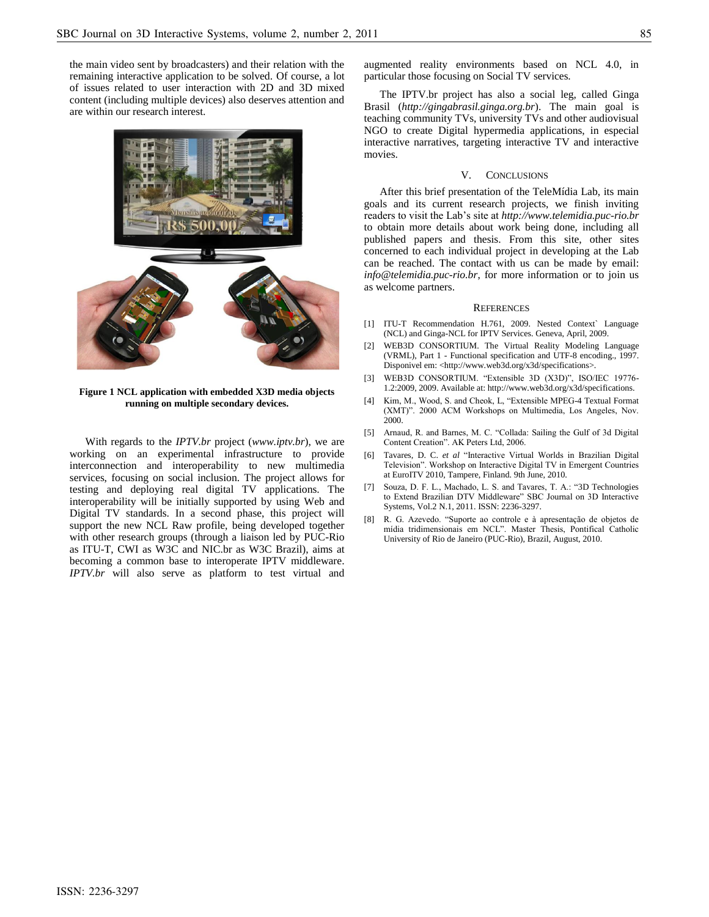the main video sent by broadcasters) and their relation with the remaining interactive application to be solved. Of course, a lot of issues related to user interaction with 2D and 3D mixed content (including multiple devices) also deserves attention and are within our research interest.

**Figure 1 NCL application with embedded X3D media objects running on multiple secondary devices.**

With regards to the *IPTV.br* project (*www.iptv.br*), we are working on an experimental infrastructure to provide interconnection and interoperability to new multimedia services, focusing on social inclusion. The project allows for testing and deploying real digital TV applications. The interoperability will be initially supported by using Web and Digital TV standards. In a second phase, this project will support the new NCL Raw profile, being developed together with other research groups (through a liaison led by PUC-Rio as ITU-T, CWI as W3C and NIC.br as W3C Brazil), aims at becoming a common base to interoperate IPTV middleware. *IPTV.br* will also serve as platform to test virtual and augmented reality environments based on NCL 4.0, in particular those focusing on Social TV services.

The IPTV.br project has also a social leg, called Ginga Brasil (*http://gingabrasil.ginga.org.br*). The main goal is teaching community TVs, university TVs and other audiovisual NGO to create Digital hypermedia applications, in especial interactive narratives, targeting interactive TV and interactive movies.

## V. Conclusions

After this brief presentation of the TeleMídia Lab, its main goals and its current research projects, we finish inviting readers to visit the Lab's site at *http://www.telemidia.puc-rio.br* to obtain more details about work being done, including all published papers and thesis. From this site, other sites concerned to each individual project in developing at the Lab can be reached. The contact with us can be made by email: *info@telemidia.puc-rio.br*, for more information or to join us as welcome partners.

## References

[1] ITU-T Recommendation H.761, 2009. Nested Context` Language (NCL) and Ginga-NCL for IPTV Services. Geneva, April, 2009.

[2] WEB3D CONSORTIUM. The Virtual Reality Modeling Language (VRML), Part 1 - Functional specification and UTF-8 encoding., 1997. Disponivel em: <http://www.web3d.org/x3d/specifications>.

[3] WEB3D CONSORTIUM. "Extensible 3D (X3D)", ISO/IEC 19776-1.2:2009, 2009. Available at: http://www.web3d.org/x3d/specifications.

[4] Kim, M., Wood, S. and Cheok, L, "Extensible MPEG-4 Textual Format (XMT)". 2000 ACM Workshops on Multimedia, Los Angeles, Nov. 2000.

[5] Arnaud, R. and Barnes, M. C. "Collada: Sailing the Gulf of 3d Digital Content Creation". AK Peters Ltd, 2006.

[6] Tavares, D. C. *et al* "Interactive Virtual Worlds in Brazilian Digital Television". Workshop on Interactive Digital TV in Emergent Countries at EuroITV 2010, Tampere, Finland. 9th June, 2010.

[7] Souza, D. F. L., Machado, L. S. and Tavares, T. A.: "3D Technologies to Extend Brazilian DTV Middleware" SBC Journal on 3D Interactive Systems, Vol.2 N.1, 2011. ISSN: 2236-3297.

[8] R. G. Azevedo. "Suporte ao controle e à apresentação de objetos de mídia tridimensionais em NCL". Master Thesis, Pontifical Catholic University of Rio de Janeiro (PUC-Rio), Brazil, August, 2010.